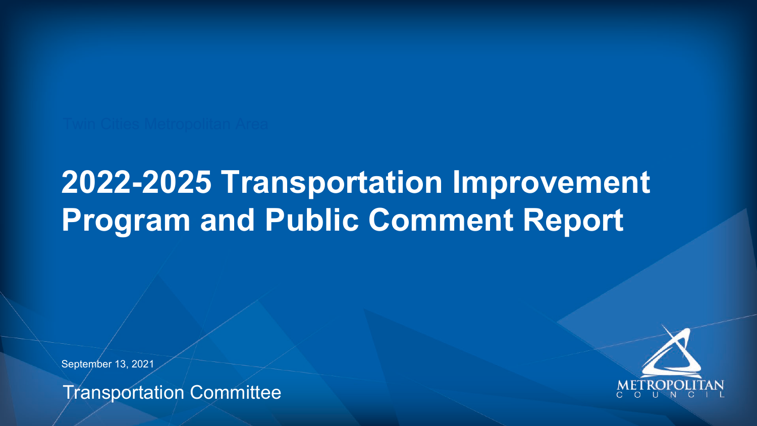Twin Cities Metropolitan Area

# 2022-2025 Transportation Improvement Program and Public Comment Report

September 13, 2021

Transportation Committee

METROPOLITAN COUNCIL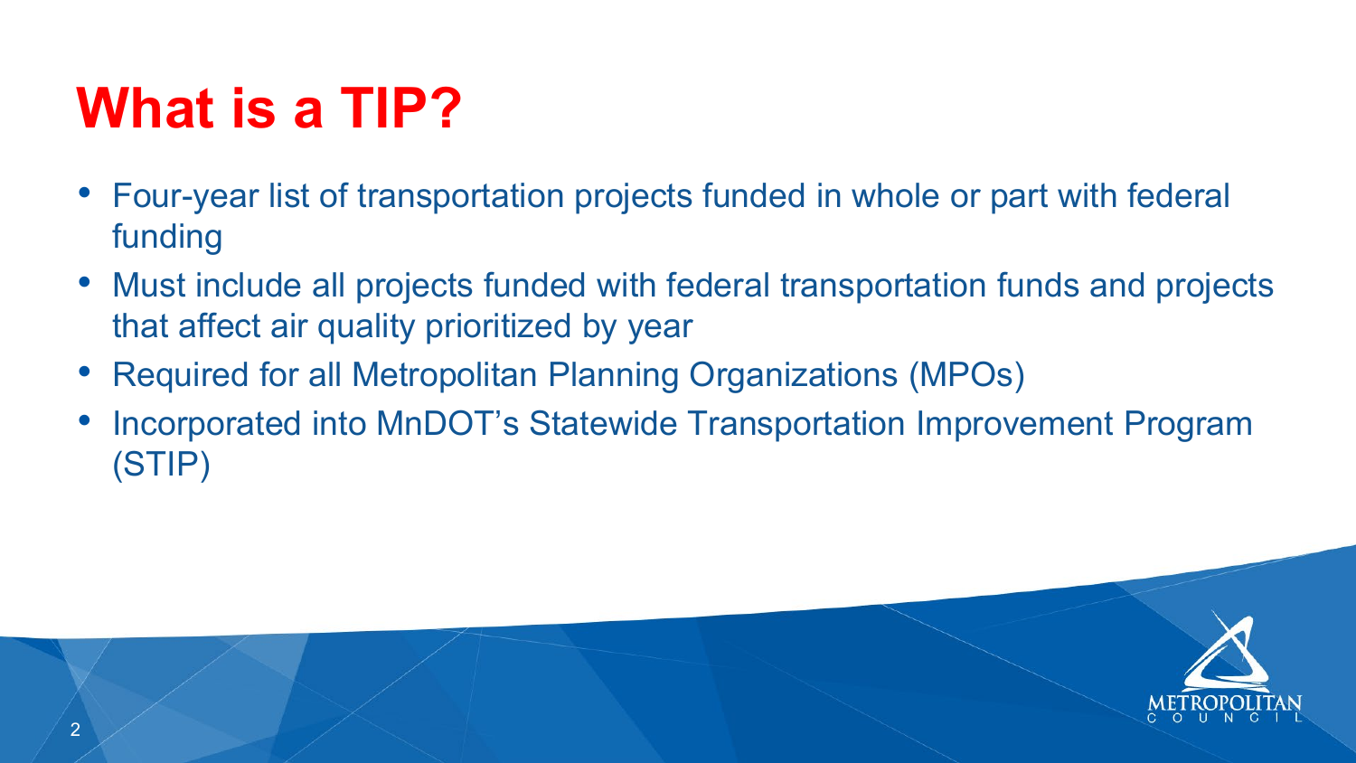# What is a TIP?

- Four-year list of transportation projects funded in whole or part with federal funding
- Must include all projects funded with federal transportation funds and projects that affect air quality prioritized by year
- Required for all Metropolitan Planning Organizations (MPOs)
- Incorporated into MnDOT's Statewide Transportation Improvement Program (STIP)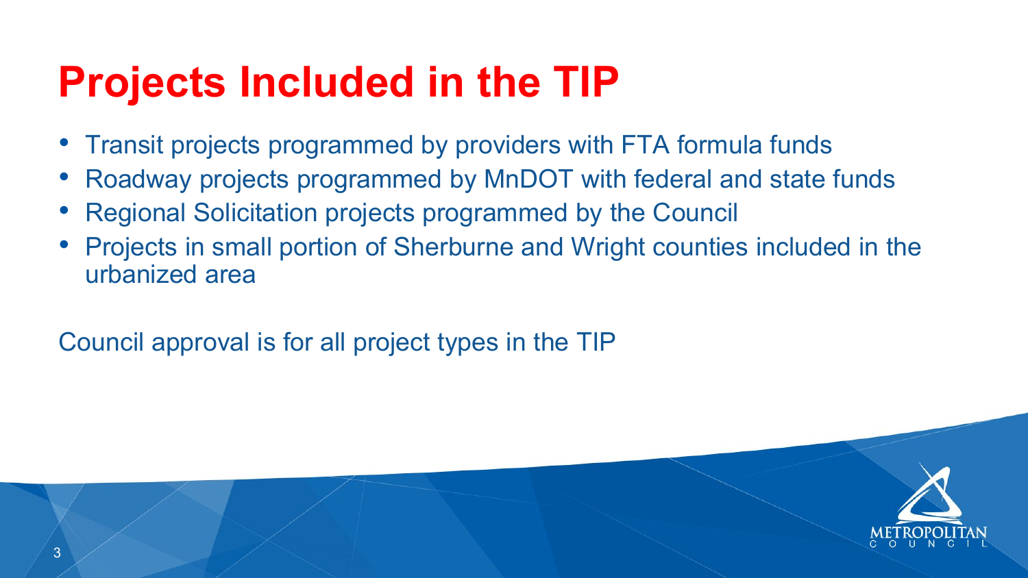# Projects Included in the TIP

- Transit projects programmed by providers with FTA formula funds
- Roadway projects programmed by MnDOT with federal and state funds
- Regional Solicitation projects programmed by the Council
- Projects in small portion of Sherburne and Wright counties included in the urbanized area

Council approval is for all project types in the TIP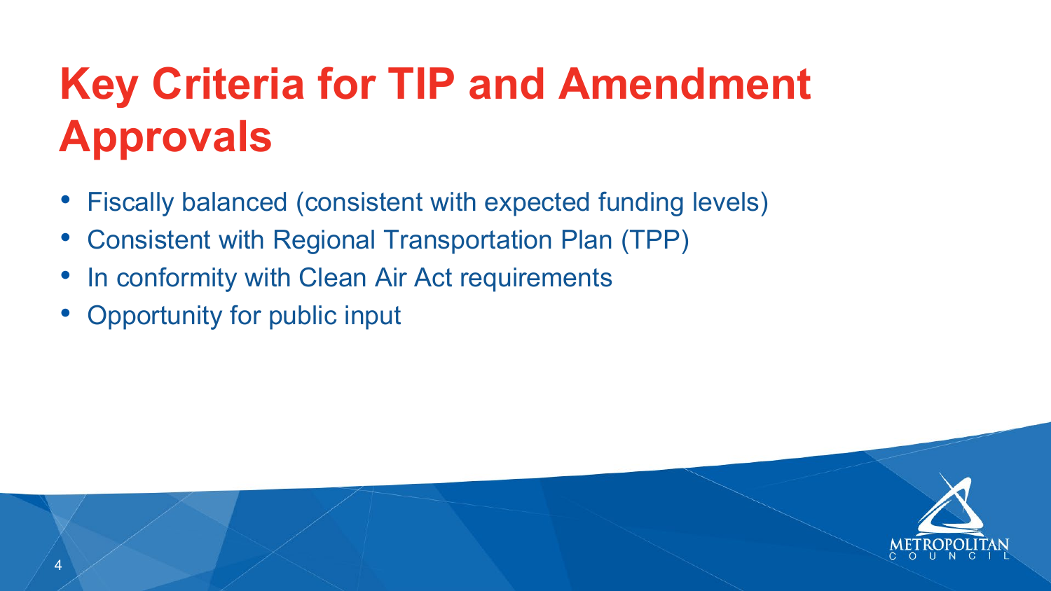# Key Criteria for TIP and Amendment Approvals

- Fiscally balanced (consistent with expected funding levels)
- Consistent with Regional Transportation Plan (TPP)
- In conformity with Clean Air Act requirements
- Opportunity for public input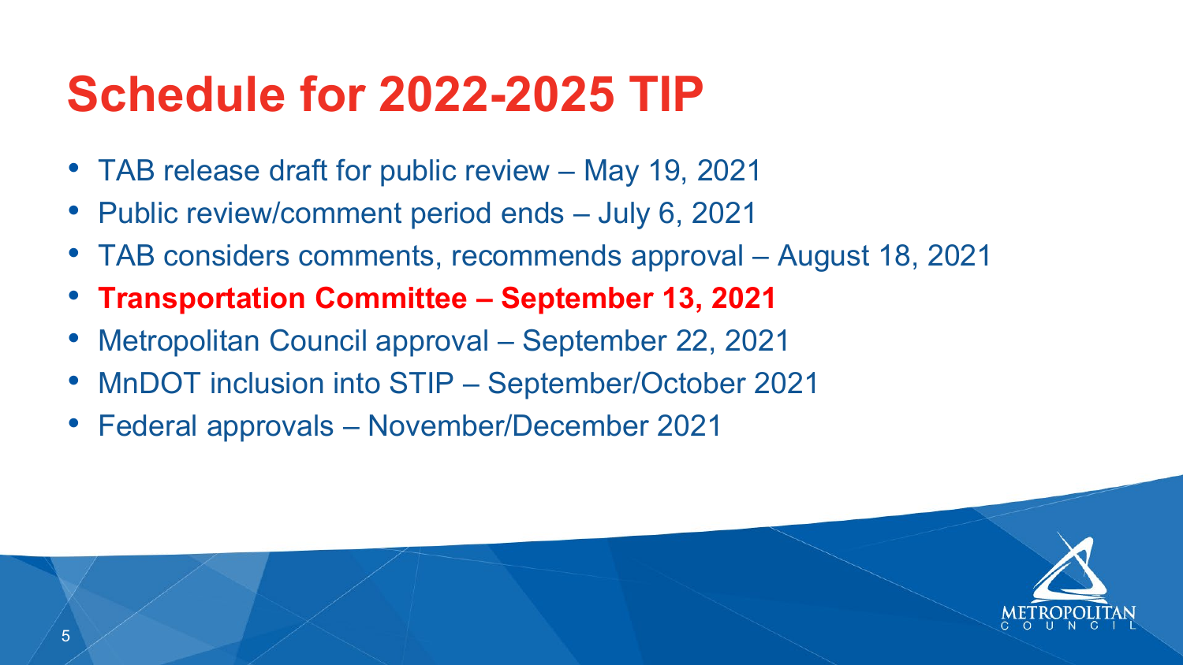# Schedule for 2022-2025 TIP

- TAB release draft for public review – May 19, 2021
- Public review/comment period ends – July 6, 2021
- TAB considers comments, recommends approval – August 18, 2021
- **Transportation Committee – September 13, 2021**
- Metropolitan Council approval – September 22, 2021
- MnDOT inclusion into STIP – September/October 2021
- Federal approvals – November/December 2021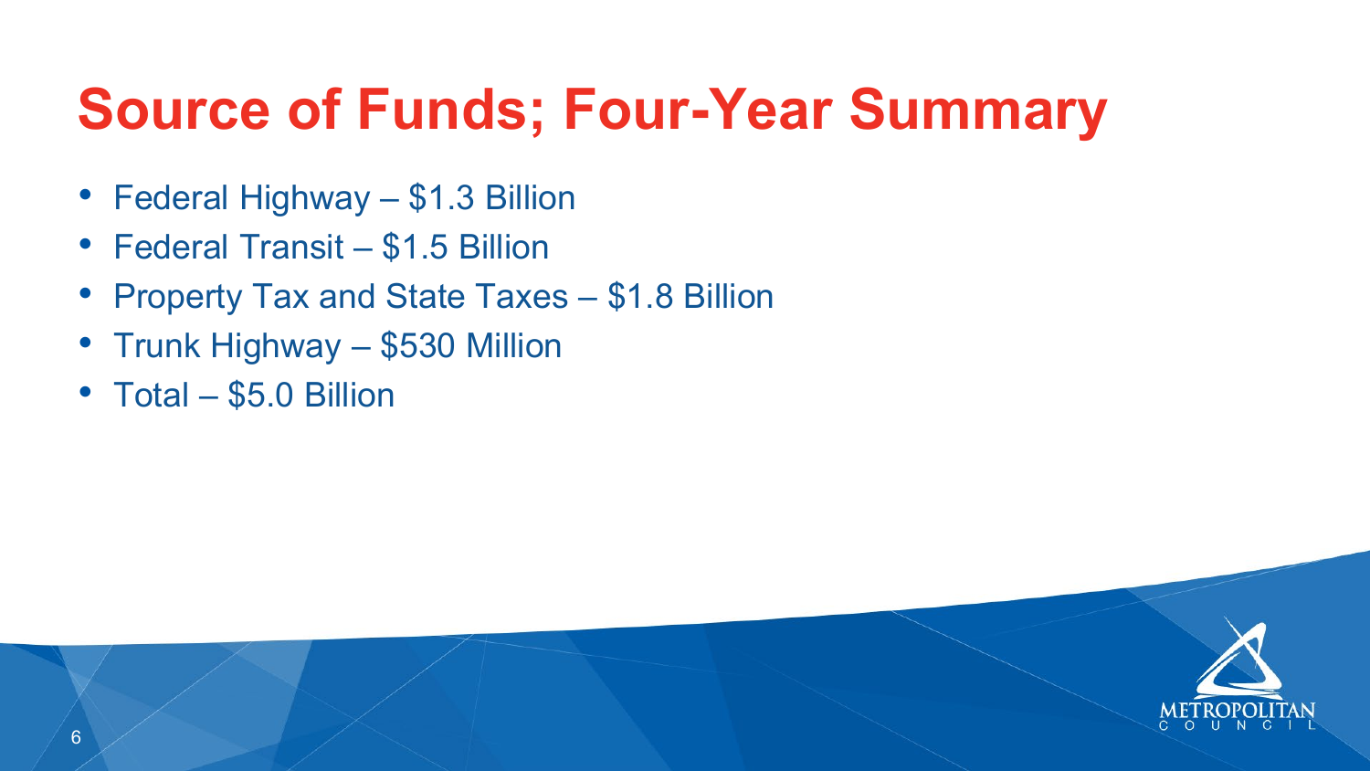# Source of Funds; Four-Year Summary

- Federal Highway – $1.3 Billion
- Federal Transit – $1.5 Billion
- Property Tax and State Taxes – $1.8 Billion
- Trunk Highway – $530 Million
- Total – $5.0 Billion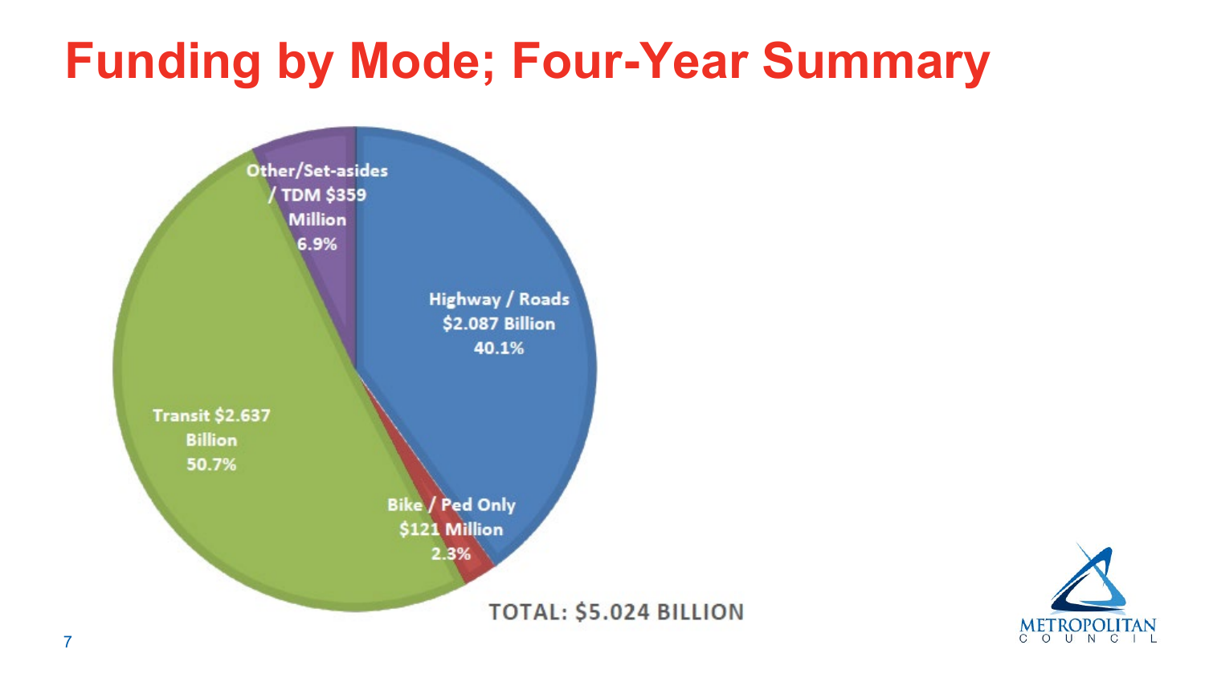# Funding by Mode; Four-Year Summary

Other/Set-asides / TDM $359 Million 6.9%

Highway / Roads $2.087 Billion 40.1%

Transit $2.637 Billion 50.7%

Bike / Ped Only $121 Million 2.3%

TOTAL: $5.024 BILLION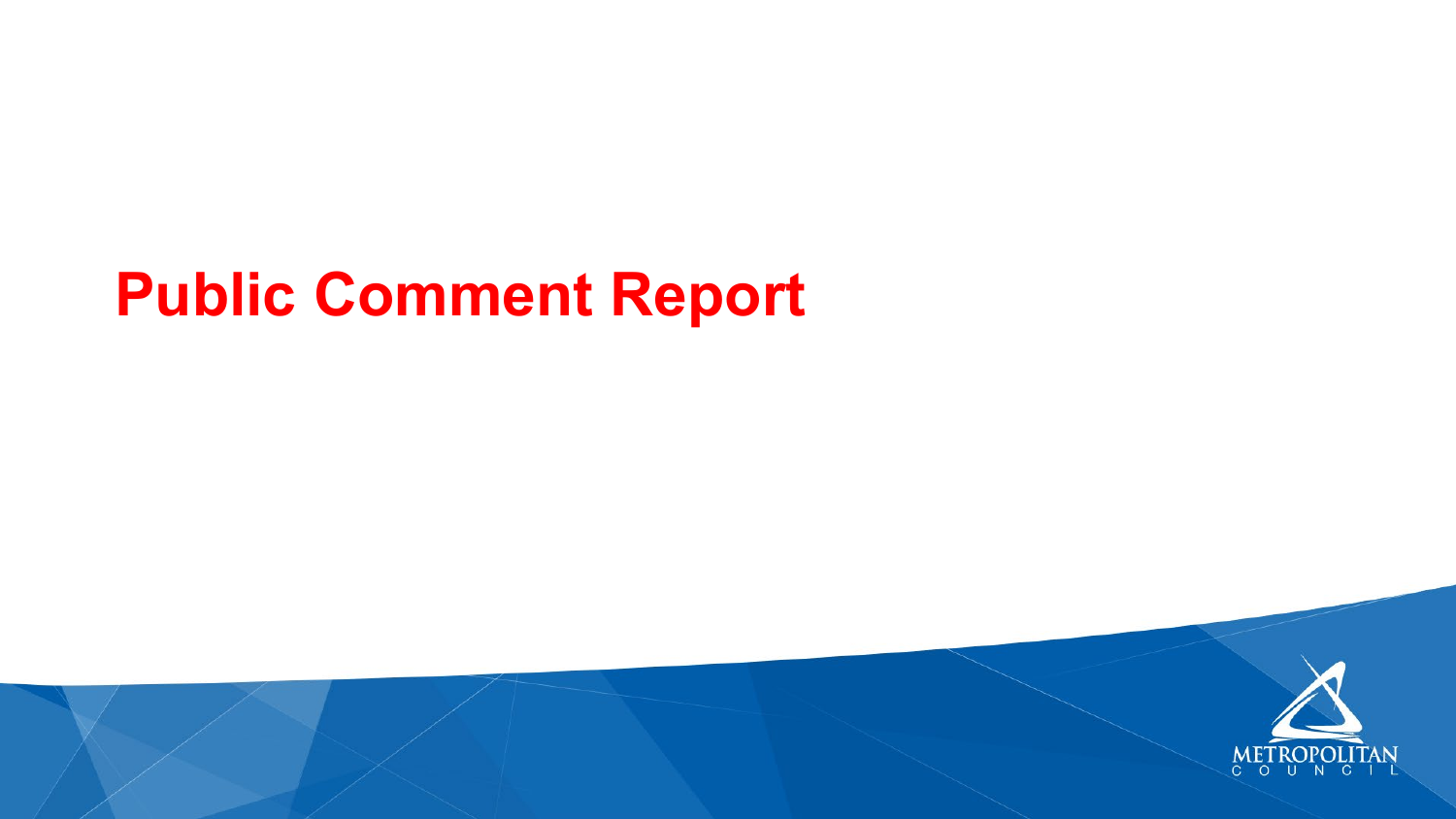# Public Comment Report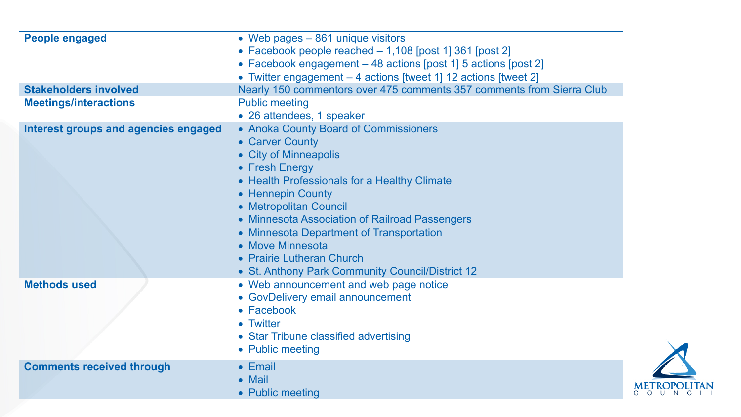| | |
|---|---|
| **People engaged** | • Web pages – 861 unique visitors<br>• Facebook people reached – 1,108 [post 1] 361 [post 2]<br>• Facebook engagement – 48 actions [post 1] 5 actions [post 2]<br>• Twitter engagement – 4 actions [tweet 1] 12 actions [tweet 2] |
| **Stakeholders involved** | Nearly 150 commentors over 475 comments 357 comments from Sierra Club |
| **Meetings/interactions** | Public meeting<br>• 26 attendees, 1 speaker |
| **Interest groups and agencies engaged** | • Anoka County Board of Commissioners<br>• Carver County<br>• City of Minneapolis<br>• Fresh Energy<br>• Health Professionals for a Healthy Climate<br>• Hennepin County<br>• Metropolitan Council<br>• Minnesota Association of Railroad Passengers<br>• Minnesota Department of Transportation<br>• Move Minnesota<br>• Prairie Lutheran Church<br>• St. Anthony Park Community Council/District 12 |
| **Methods used** | • Web announcement and web page notice<br>• GovDelivery email announcement<br>• Facebook<br>• Twitter<br>• Star Tribune classified advertising<br>• Public meeting |
| **Comments received through** | • Email<br>• Mail<br>• Public meeting |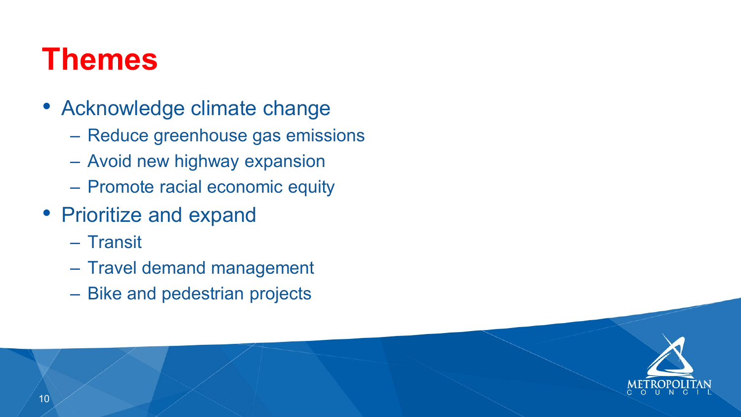# Themes

- Acknowledge climate change
  - Reduce greenhouse gas emissions
  - Avoid new highway expansion
  - Promote racial economic equity
- Prioritize and expand
  - Transit
  - Travel demand management
  - Bike and pedestrian projects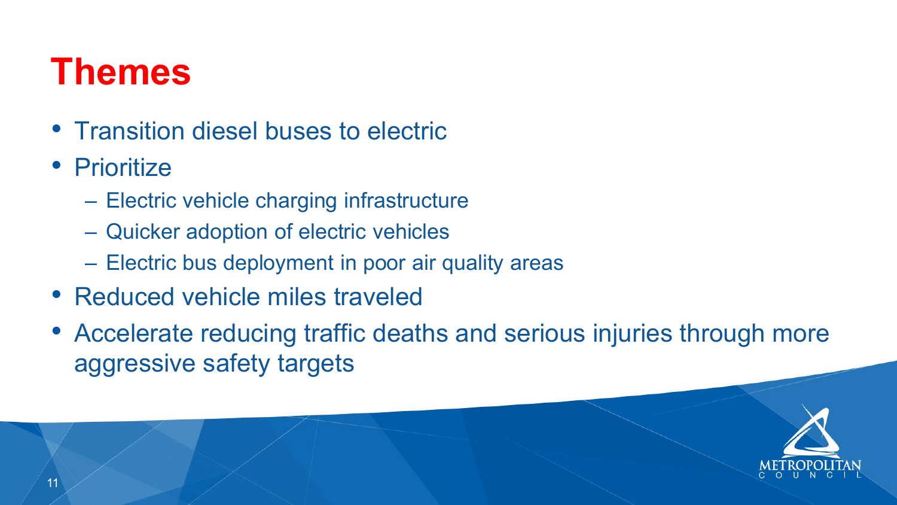# Themes

- Transition diesel buses to electric
- Prioritize
  - Electric vehicle charging infrastructure
  - Quicker adoption of electric vehicles
  - Electric bus deployment in poor air quality areas
- Reduced vehicle miles traveled
- Accelerate reducing traffic deaths and serious injuries through more aggressive safety targets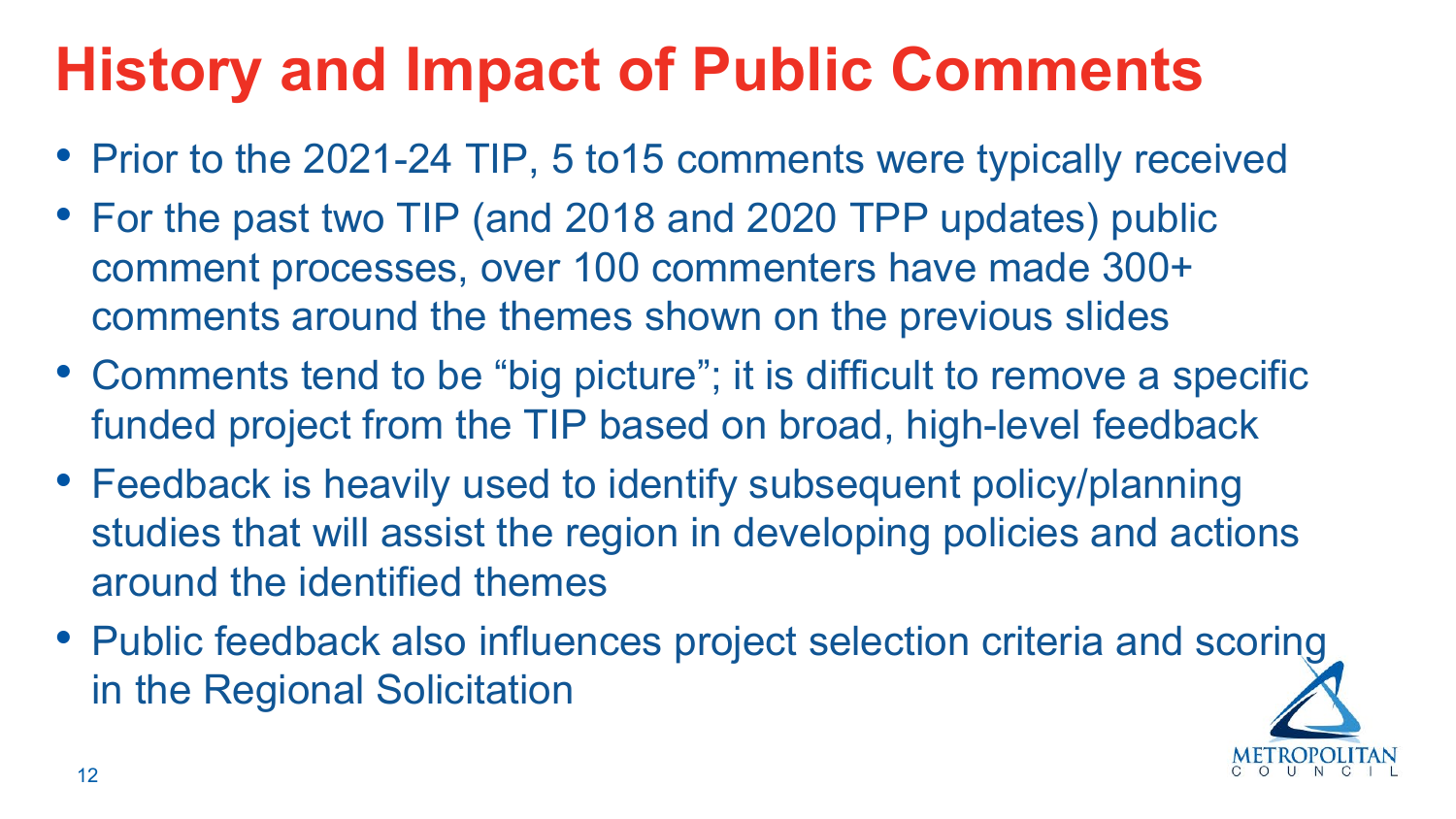# History and Impact of Public Comments

- Prior to the 2021-24 TIP, 5 to15 comments were typically received
- For the past two TIP (and 2018 and 2020 TPP updates) public comment processes, over 100 commenters have made 300+ comments around the themes shown on the previous slides
- Comments tend to be "big picture"; it is difficult to remove a specific funded project from the TIP based on broad, high-level feedback
- Feedback is heavily used to identify subsequent policy/planning studies that will assist the region in developing policies and actions around the identified themes
- Public feedback also influences project selection criteria and scoring in the Regional Solicitation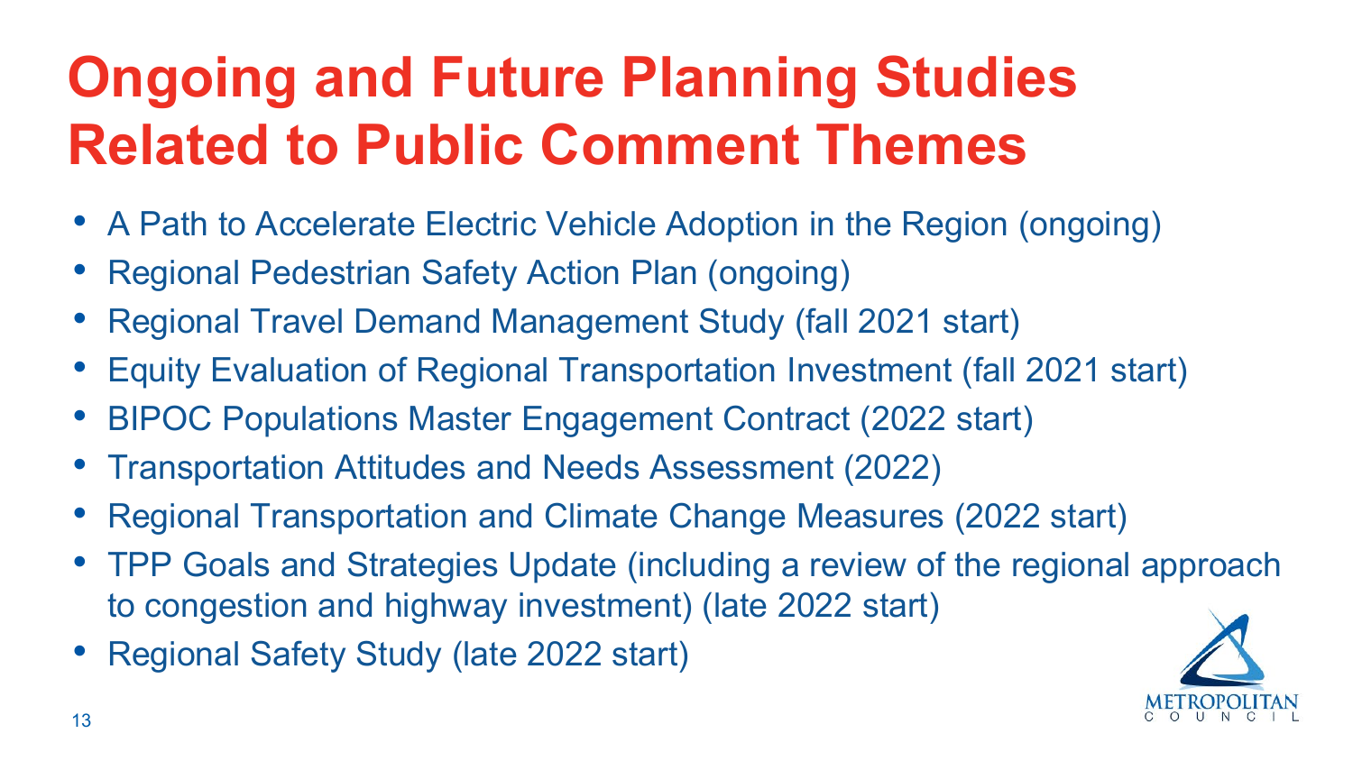# Ongoing and Future Planning Studies Related to Public Comment Themes

- A Path to Accelerate Electric Vehicle Adoption in the Region (ongoing)
- Regional Pedestrian Safety Action Plan (ongoing)
- Regional Travel Demand Management Study (fall 2021 start)
- Equity Evaluation of Regional Transportation Investment (fall 2021 start)
- BIPOC Populations Master Engagement Contract (2022 start)
- Transportation Attitudes and Needs Assessment (2022)
- Regional Transportation and Climate Change Measures (2022 start)
- TPP Goals and Strategies Update (including a review of the regional approach to congestion and highway investment) (late 2022 start)
- Regional Safety Study (late 2022 start)